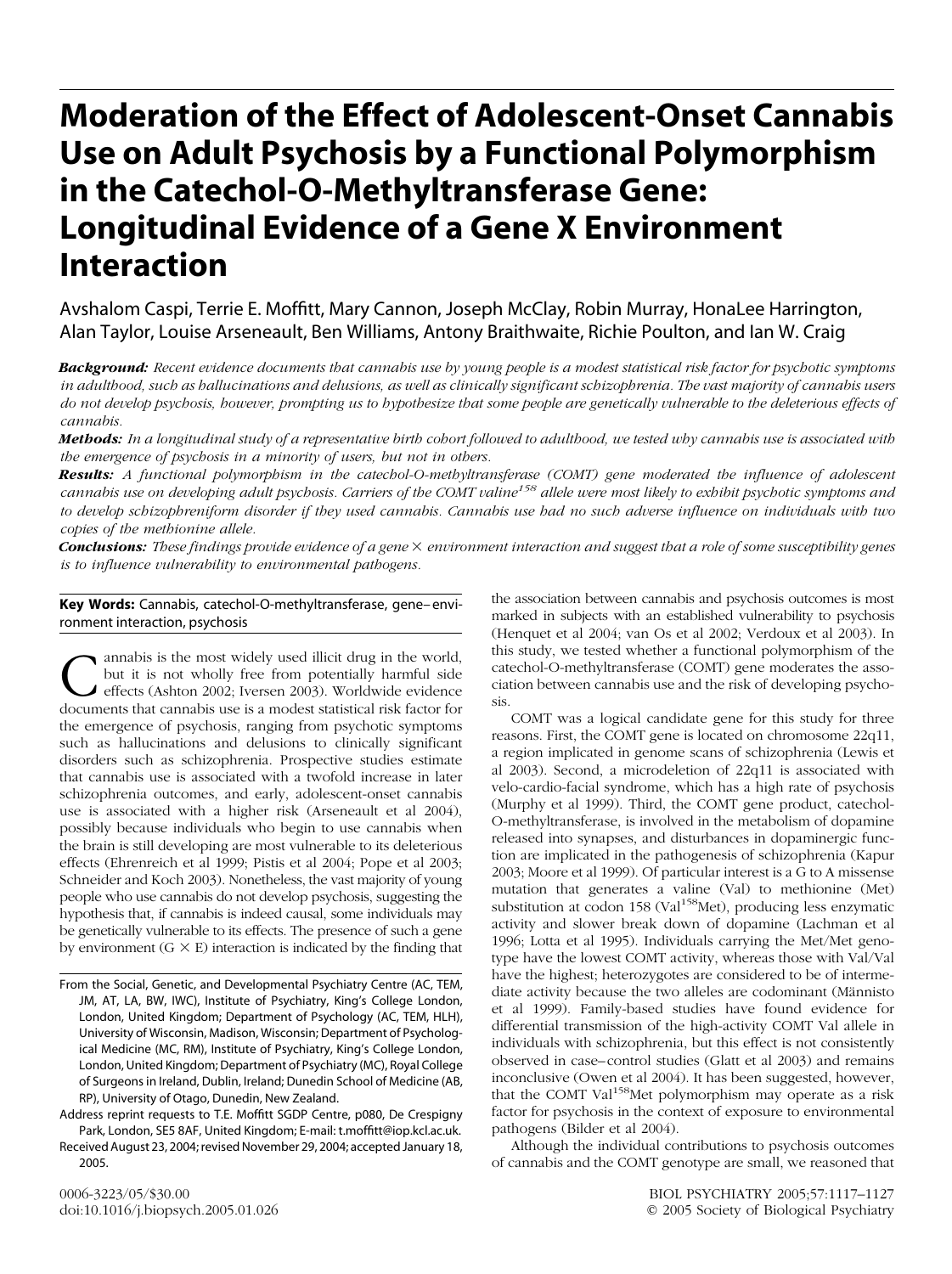# Moderation of the Effect of Adolescent-Onset Cannabis Use on Adult Psychosis by a Functional Polymorphism in the Catechol-O-Methyltransferase Gene: Longitudinal Evidence of a Gene X Environment Interaction

Avshalom Caspi, Terrie E. Moffitt, Mary Cannon, Joseph McClay, Robin Murray, HonaLee Harrington, Alan Taylor, Louise Arseneault, Ben Williams, Antony Braithwaite, Richie Poulton, and Ian W. Craig

***Background:*** *Recent evidence documents that cannabis use by young people is a modest statistical risk factor for psychotic symptoms in adulthood, such as hallucinations and delusions, as well as clinically significant schizophrenia. The vast majority of cannabis users do not develop psychosis, however, prompting us to hypothesize that some people are genetically vulnerable to the deleterious effects of cannabis.*

***Methods:*** *In a longitudinal study of a representative birth cohort followed to adulthood, we tested why cannabis use is associated with the emergence of psychosis in a minority of users, but not in others.*

***Results:*** *A functional polymorphism in the catechol-O-methyltransferase (COMT) gene moderated the influence of adolescent cannabis use on developing adult psychosis. Carriers of the COMT valine$^{158}$ allele were most likely to exhibit psychotic symptoms and to develop schizophreniform disorder if they used cannabis. Cannabis use had no such adverse influence on individuals with two copies of the methionine allele.*

***Conclusions:*** *These findings provide evidence of a gene $\times$ environment interaction and suggest that a role of some susceptibility genes is to influence vulnerability to environmental pathogens.*

**Key Words:** Cannabis, catechol-O-methyltransferase, gene–environment interaction, psychosis

Cannabis is the most widely used illicit drug in the world, but it is not wholly free from potentially harmful side effects (Ashton 2002; Iversen 2003). Worldwide evidence documents that cannabis use is a modest statistical risk factor for the emergence of psychosis, ranging from psychotic symptoms such as hallucinations and delusions to clinically significant disorders such as schizophrenia. Prospective studies estimate that cannabis use is associated with a twofold increase in later schizophrenia outcomes, and early, adolescent-onset cannabis use is associated with a higher risk (Arseneault et al 2004), possibly because individuals who begin to use cannabis when the brain is still developing are most vulnerable to its deleterious effects (Ehrenreich et al 1999; Pistis et al 2004; Pope et al 2003; Schneider and Koch 2003). Nonetheless, the vast majority of young people who use cannabis do not develop psychosis, suggesting the hypothesis that, if cannabis is indeed causal, some individuals may be genetically vulnerable to its effects. The presence of such a gene by environment (G $\times$ E) interaction is indicated by the finding that the association between cannabis and psychosis outcomes is most marked in subjects with an established vulnerability to psychosis (Henquet et al 2004; van Os et al 2002; Verdoux et al 2003). In this study, we tested whether a functional polymorphism of the catechol-O-methyltransferase (COMT) gene moderates the association between cannabis use and the risk of developing psychosis.

COMT was a logical candidate gene for this study for three reasons. First, the COMT gene is located on chromosome 22q11, a region implicated in genome scans of schizophrenia (Lewis et al 2003). Second, a microdeletion of 22q11 is associated with velo-cardio-facial syndrome, which has a high rate of psychosis (Murphy et al 1999). Third, the COMT gene product, catechol-O-methyltransferase, is involved in the metabolism of dopamine released into synapses, and disturbances in dopaminergic function are implicated in the pathogenesis of schizophrenia (Kapur 2003; Moore et al 1999). Of particular interest is a G to A missense mutation that generates a valine (Val) to methionine (Met) substitution at codon 158 (Val$^{158}$Met), producing less enzymatic activity and slower break down of dopamine (Lachman et al 1996; Lotta et al 1995). Individuals carrying the Met/Met genotype have the lowest COMT activity, whereas those with Val/Val have the highest; heterozygotes are considered to be of intermediate activity because the two alleles are codominant (Männisto et al 1999). Family-based studies have found evidence for differential transmission of the high-activity COMT Val allele in individuals with schizophrenia, but this effect is not consistently observed in case–control studies (Glatt et al 2003) and remains inconclusive (Owen et al 2004). It has been suggested, however, that the COMT Val$^{158}$Met polymorphism may operate as a risk factor for psychosis in the context of exposure to environmental pathogens (Bilder et al 2004).

Although the individual contributions to psychosis outcomes of cannabis and the COMT genotype are small, we reasoned that

From the Social, Genetic, and Developmental Psychiatry Centre (AC, TEM, JM, AT, LA, BW, IWC), Institute of Psychiatry, King's College London, London, United Kingdom; Department of Psychology (AC, TEM, HLH), University of Wisconsin, Madison, Wisconsin; Department of Psychological Medicine (MC, RM), Institute of Psychiatry, King's College London, London, United Kingdom; Department of Psychiatry (MC), Royal College of Surgeons in Ireland, Dublin, Ireland; Dunedin School of Medicine (AB, RP), University of Otago, Dunedin, New Zealand.

Address reprint requests to T.E. Moffitt SGDP Centre, p080, De Crespigny Park, London, SE5 8AF, United Kingdom; E-mail: t.moffitt@iop.kcl.ac.uk.

Received August 23, 2004; revised November 29, 2004; accepted January 18, 2005.

0006-3223/05/$30.00
doi:10.1016/j.biopsych.2005.01.026

© 2005 Society of Biological Psychiatry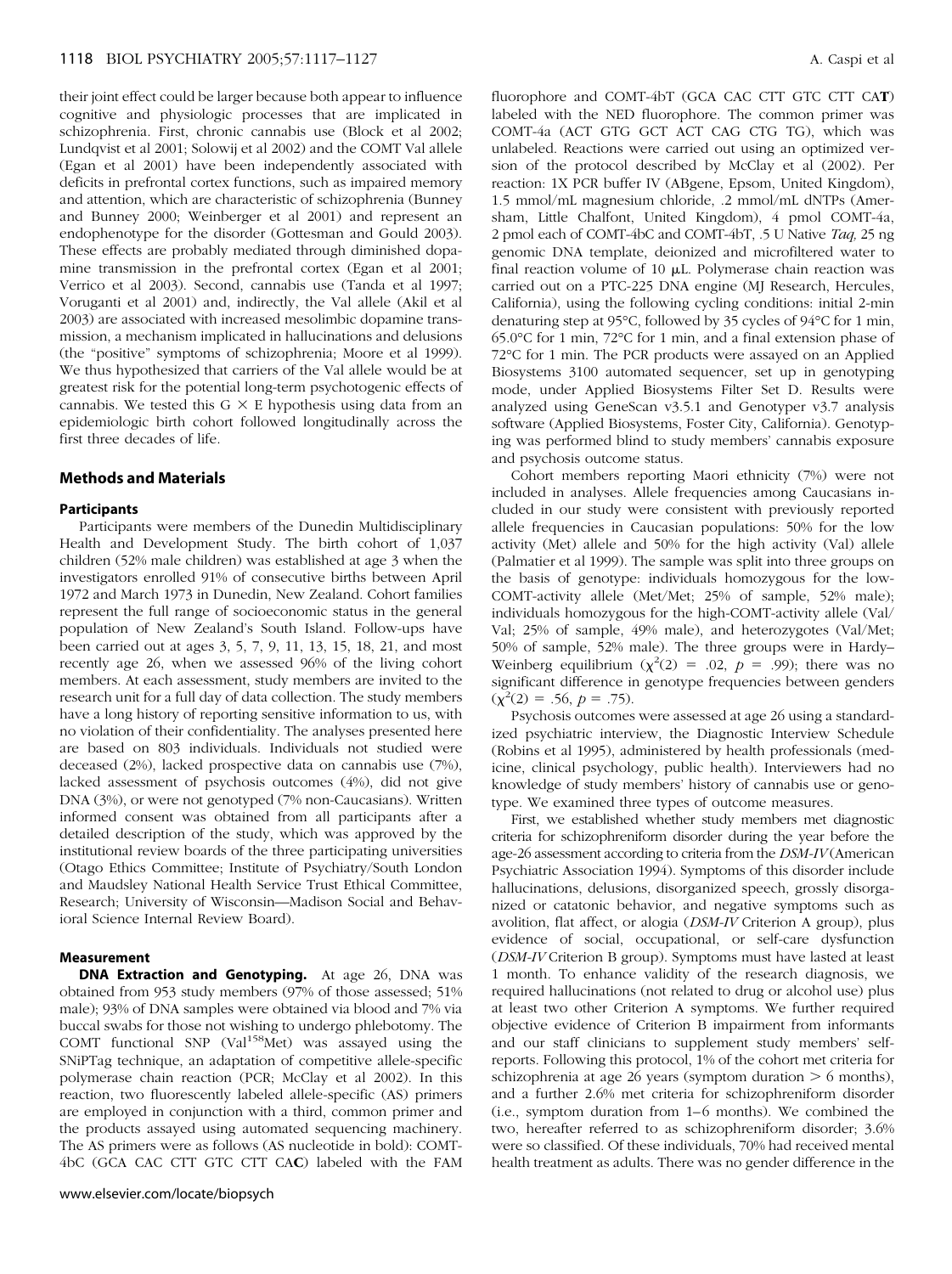their joint effect could be larger because both appear to influence cognitive and physiologic processes that are implicated in schizophrenia. First, chronic cannabis use (Block et al 2002; Lundqvist et al 2001; Solowij et al 2002) and the COMT Val allele (Egan et al 2001) have been independently associated with deficits in prefrontal cortex functions, such as impaired memory and attention, which are characteristic of schizophrenia (Bunney and Bunney 2000; Weinberger et al 2001) and represent an endophenotype for the disorder (Gottesman and Gould 2003). These effects are probably mediated through diminished dopamine transmission in the prefrontal cortex (Egan et al 2001; Verrico et al 2003). Second, cannabis use (Tanda et al 1997; Voruganti et al 2001) and, indirectly, the Val allele (Akil et al 2003) are associated with increased mesolimbic dopamine transmission, a mechanism implicated in hallucinations and delusions (the "positive" symptoms of schizophrenia; Moore et al 1999). We thus hypothesized that carriers of the Val allele would be at greatest risk for the potential long-term psychotogenic effects of cannabis. We tested this G × E hypothesis using data from an epidemiologic birth cohort followed longitudinally across the first three decades of life.

## Methods and Materials

### Participants

Participants were members of the Dunedin Multidisciplinary Health and Development Study. The birth cohort of 1,037 children (52% male children) was established at age 3 when the investigators enrolled 91% of consecutive births between April 1972 and March 1973 in Dunedin, New Zealand. Cohort families represent the full range of socioeconomic status in the general population of New Zealand's South Island. Follow-ups have been carried out at ages 3, 5, 7, 9, 11, 13, 15, 18, 21, and most recently age 26, when we assessed 96% of the living cohort members. At each assessment, study members are invited to the research unit for a full day of data collection. The study members have a long history of reporting sensitive information to us, with no violation of their confidentiality. The analyses presented here are based on 803 individuals. Individuals not studied were deceased (2%), lacked prospective data on cannabis use (7%), lacked assessment of psychosis outcomes (4%), did not give DNA (3%), or were not genotyped (7% non-Caucasians). Written informed consent was obtained from all participants after a detailed description of the study, which was approved by the institutional review boards of the three participating universities (Otago Ethics Committee; Institute of Psychiatry/South London and Maudsley National Health Service Trust Ethical Committee, Research; University of Wisconsin—Madison Social and Behavioral Science Internal Review Board).

### Measurement

**DNA Extraction and Genotyping.** At age 26, DNA was obtained from 953 study members (97% of those assessed; 51% male); 93% of DNA samples were obtained via blood and 7% via buccal swabs for those not wishing to undergo phlebotomy. The COMT functional SNP (Val[158]Met) was assayed using the SNiPTag technique, an adaptation of competitive allele-specific polymerase chain reaction (PCR; McClay et al 2002). In this reaction, two fluorescently labeled allele-specific (AS) primers are employed in conjunction with a third, common primer and the products assayed using automated sequencing machinery. The AS primers were as follows (AS nucleotide in bold): COMT-4bC (GCA CAC CTT GTC CTT CA**C**) labeled with the FAM fluorophore and COMT-4bT (GCA CAC CTT GTC CTT CA**T**) labeled with the NED fluorophore. The common primer was COMT-4a (ACT GTG GCT ACT CAG CTG TG), which was unlabeled. Reactions were carried out using an optimized version of the protocol described by McClay et al (2002). Per reaction: 1X PCR buffer IV (ABgene, Epsom, United Kingdom), 1.5 mmol/mL magnesium chloride, .2 mmol/mL dNTPs (Amersham, Little Chalfont, United Kingdom), 4 pmol COMT-4a, 2 pmol each of COMT-4bC and COMT-4bT, .5 U Native *Taq*, 25 ng genomic DNA template, deionized and microfiltered water to final reaction volume of 10 μL. Polymerase chain reaction was carried out on a PTC-225 DNA engine (MJ Research, Hercules, California), using the following cycling conditions: initial 2-min denaturing step at 95°C, followed by 35 cycles of 94°C for 1 min, 65.0°C for 1 min, 72°C for 1 min, and a final extension phase of 72°C for 1 min. The PCR products were assayed on an Applied Biosystems 3100 automated sequencer, set up in genotyping mode, under Applied Biosystems Filter Set D. Results were analyzed using GeneScan v3.5.1 and Genotyper v3.7 analysis software (Applied Biosystems, Foster City, California). Genotyping was performed blind to study members' cannabis exposure and psychosis outcome status.

Cohort members reporting Maori ethnicity (7%) were not included in analyses. Allele frequencies among Caucasians included in our study were consistent with previously reported allele frequencies in Caucasian populations: 50% for the low activity (Met) allele and 50% for the high activity (Val) allele (Palmatier et al 1999). The sample was split into three groups on the basis of genotype: individuals homozygous for the low-COMT-activity allele (Met/Met; 25% of sample, 52% male); individuals homozygous for the high-COMT-activity allele (Val/Val; 25% of sample, 49% male), and heterozygotes (Val/Met; 50% of sample, 52% male). The three groups were in Hardy–Weinberg equilibrium ($\chi^2(2) = .02$, $p = .99$); there was no significant difference in genotype frequencies between genders ($\chi^2(2) = .56$, $p = .75$).

Psychosis outcomes were assessed at age 26 using a standardized psychiatric interview, the Diagnostic Interview Schedule (Robins et al 1995), administered by health professionals (medicine, clinical psychology, public health). Interviewers had no knowledge of study members' history of cannabis use or genotype. We examined three types of outcome measures.

First, we established whether study members met diagnostic criteria for schizophreniform disorder during the year before the age-26 assessment according to criteria from the *DSM-IV* (American Psychiatric Association 1994). Symptoms of this disorder include hallucinations, delusions, disorganized speech, grossly disorganized or catatonic behavior, and negative symptoms such as avolition, flat affect, or alogia (*DSM-IV* Criterion A group), plus evidence of social, occupational, or self-care dysfunction (*DSM-IV* Criterion B group). Symptoms must have lasted at least 1 month. To enhance validity of the research diagnosis, we required hallucinations (not related to drug or alcohol use) plus at least two other Criterion A symptoms. We further required objective evidence of Criterion B impairment from informants and our staff clinicians to supplement study members' self-reports. Following this protocol, 1% of the cohort met criteria for schizophrenia at age 26 years (symptom duration > 6 months), and a further 2.6% met criteria for schizophreniform disorder (i.e., symptom duration from 1–6 months). We combined the two, hereafter referred to as schizophreniform disorder; 3.6% were so classified. Of these individuals, 70% had received mental health treatment as adults. There was no gender difference in the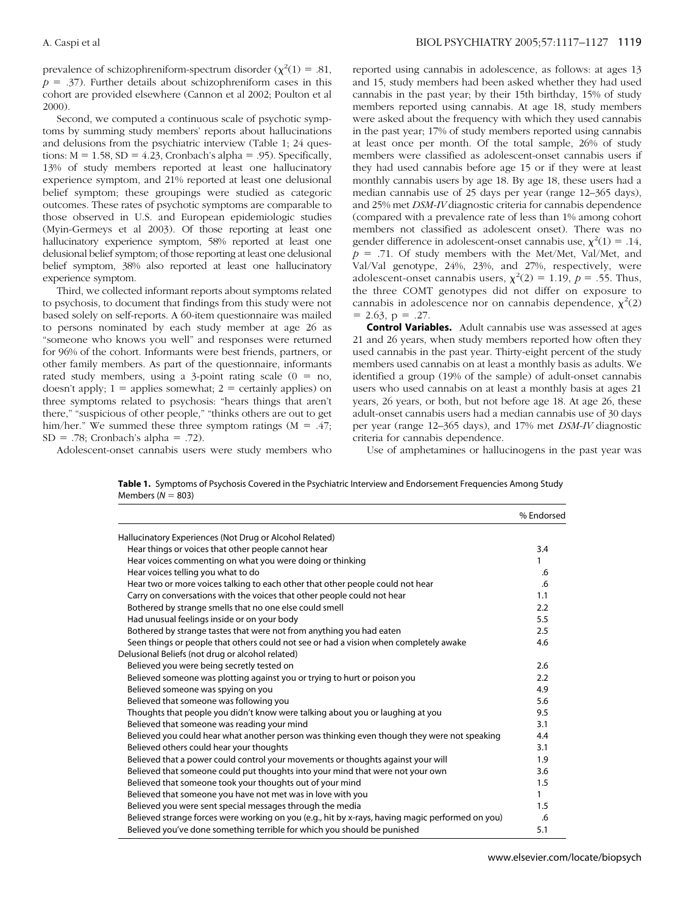prevalence of schizophreniform-spectrum disorder ($\chi^2(1) = .81$, $p = .37$). Further details about schizophreniform cases in this cohort are provided elsewhere (Cannon et al 2002; Poulton et al 2000).

Second, we computed a continuous scale of psychotic symptoms by summing study members' reports about hallucinations and delusions from the psychiatric interview (Table 1; 24 questions: $M = 1.58$, $SD = 4.23$, Cronbach's alpha = .95). Specifically, 13% of study members reported at least one hallucinatory experience symptom, and 21% reported at least one delusional belief symptom; these groupings were studied as categoric outcomes. These rates of psychotic symptoms are comparable to those observed in U.S. and European epidemiologic studies (Myin-Germeys et al 2003). Of those reporting at least one hallucinatory experience symptom, 58% reported at least one delusional belief symptom; of those reporting at least one delusional belief symptom, 38% also reported at least one hallucinatory experience symptom.

Third, we collected informant reports about symptoms related to psychosis, to document that findings from this study were not based solely on self-reports. A 60-item questionnaire was mailed to persons nominated by each study member at age 26 as "someone who knows you well" and responses were returned for 96% of the cohort. Informants were best friends, partners, or other family members. As part of the questionnaire, informants rated study members, using a 3-point rating scale (0 = no, doesn't apply; 1 = applies somewhat; 2 = certainly applies) on three symptoms related to psychosis: "hears things that aren't there," "suspicious of other people," "thinks others are out to get him/her." We summed these three symptom ratings ($M = .47$; $SD = .78$; Cronbach's alpha = .72).

Adolescent-onset cannabis users were study members who reported using cannabis in adolescence, as follows: at ages 13 and 15, study members had been asked whether they had used cannabis in the past year; by their 15th birthday, 15% of study members reported using cannabis. At age 18, study members were asked about the frequency with which they used cannabis in the past year; 17% of study members reported using cannabis at least once per month. Of the total sample, 26% of study members were classified as adolescent-onset cannabis users if they had used cannabis before age 15 or if they were at least monthly cannabis users by age 18. By age 18, these users had a median cannabis use of 25 days per year (range 12–365 days), and 25% met *DSM-IV* diagnostic criteria for cannabis dependence (compared with a prevalence rate of less than 1% among cohort members not classified as adolescent onset). There was no gender difference in adolescent-onset cannabis use, $\chi^2(1) = .14$, $p = .71$. Of study members with the Met/Met, Val/Met, and Val/Val genotype, 24%, 23%, and 27%, respectively, were adolescent-onset cannabis users, $\chi^2(2) = 1.19$, $p = .55$. Thus, the three COMT genotypes did not differ on exposure to cannabis in adolescence nor on cannabis dependence, $\chi^2(2) = 2.63$, $p = .27$.

**Control Variables.** Adult cannabis use was assessed at ages 21 and 26 years, when study members reported how often they used cannabis in the past year. Thirty-eight percent of the study members used cannabis on at least a monthly basis as adults. We identified a group (19% of the sample) of adult-onset cannabis users who used cannabis on at least a monthly basis at ages 21 years, 26 years, or both, but not before age 18. At age 26, these adult-onset cannabis users had a median cannabis use of 30 days per year (range 12–365 days), and 17% met *DSM-IV* diagnostic criteria for cannabis dependence.

Use of amphetamines or hallucinogens in the past year was

**Table 1.** Symptoms of Psychosis Covered in the Psychiatric Interview and Endorsement Frequencies Among Study Members ($N = 803$)

| | % Endorsed |
|---|---|
| Hallucinatory Experiences (Not Drug or Alcohol Related) | |
| Hear things or voices that other people cannot hear | 3.4 |
| Hear voices commenting on what you were doing or thinking | 1 |
| Hear voices telling you what to do | .6 |
| Hear two or more voices talking to each other that other people could not hear | .6 |
| Carry on conversations with the voices that other people could not hear | 1.1 |
| Bothered by strange smells that no one else could smell | 2.2 |
| Had unusual feelings inside or on your body | 5.5 |
| Bothered by strange tastes that were not from anything you had eaten | 2.5 |
| Seen things or people that others could not see or had a vision when completely awake | 4.6 |
| Delusional Beliefs (not drug or alcohol related) | |
| Believed you were being secretly tested on | 2.6 |
| Believed someone was plotting against you or trying to hurt or poison you | 2.2 |
| Believed someone was spying on you | 4.9 |
| Believed that someone was following you | 5.6 |
| Thoughts that people you didn't know were talking about you or laughing at you | 9.5 |
| Believed that someone was reading your mind | 3.1 |
| Believed you could hear what another person was thinking even though they were not speaking | 4.4 |
| Believed others could hear your thoughts | 3.1 |
| Believed that a power could control your movements or thoughts against your will | 1.9 |
| Believed that someone could put thoughts into your mind that were not your own | 3.6 |
| Believed that someone took your thoughts out of your mind | 1.5 |
| Believed that someone you have not met was in love with you | 1 |
| Believed you were sent special messages through the media | 1.5 |
| Believed strange forces were working on you (e.g., hit by x-rays, having magic performed on you) | .6 |
| Believed you've done something terrible for which you should be punished | 5.1 |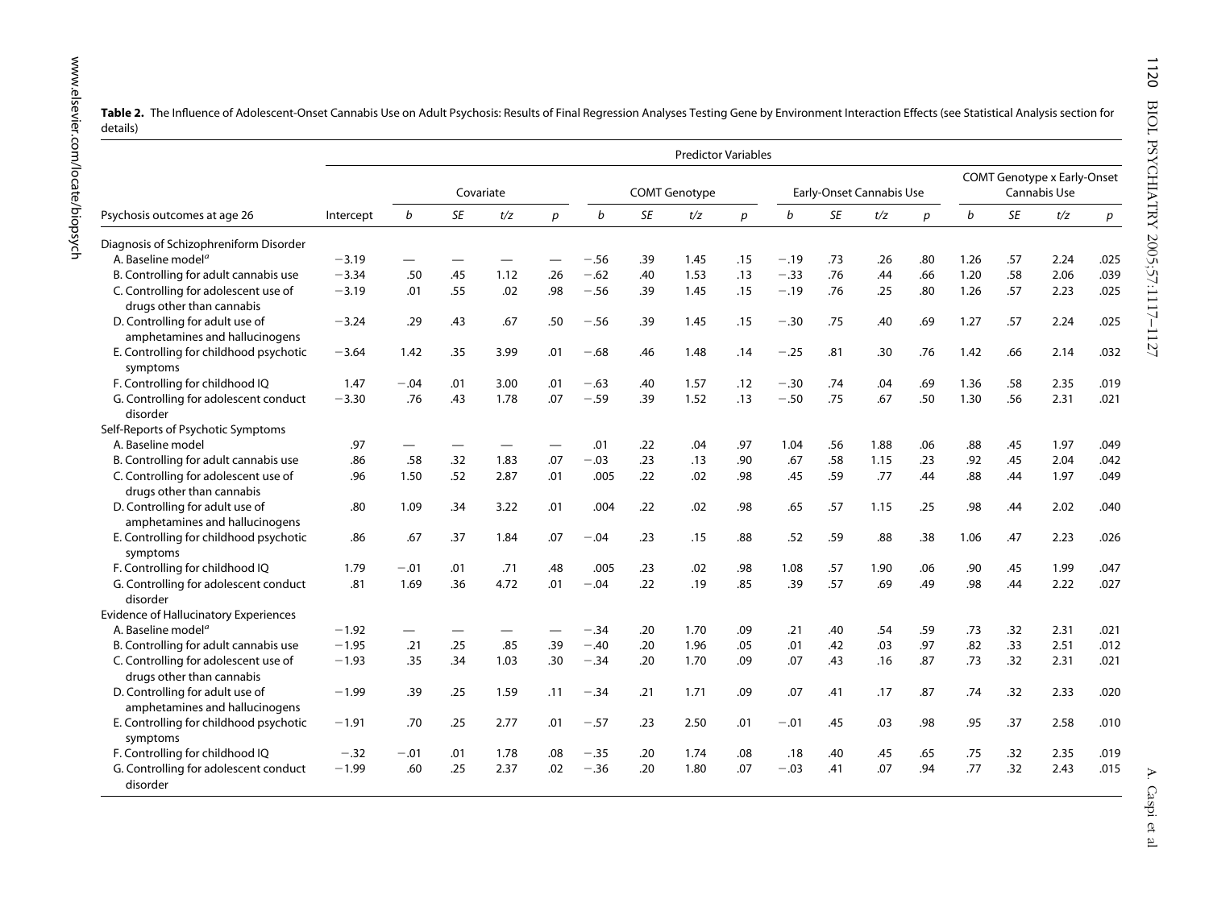**Table 2.** The Influence of Adolescent-Onset Cannabis Use on Adult Psychosis: Results of Final Regression Analyses Testing Gene by Environment Interaction Effects (see Statistical Analysis section for details)

| | | Predictor Variables | | | | | | | | | | | | | | | |
|---|---|---|---|---|---|---|---|---|---|---|---|---|---|---|---|---|---|
| | | Covariate | | | | COMT Genotype | | | | Early-Onset Cannabis Use | | | | COMT Genotype x Early-Onset Cannabis Use | | | |
| Psychosis outcomes at age 26 | Intercept | *b* | *SE* | *t/z* | *p* | *b* | *SE* | *t/z* | *p* | *b* | *SE* | *t/z* | *p* | *b* | *SE* | *t/z* | *p* |
| Diagnosis of Schizophreniform Disorder | | | | | | | | | | | | | | | | | |
| A. Baseline model[a] | −3.19 | — | — | — | — | −.56 | .39 | 1.45 | .15 | −.19 | .73 | .26 | .80 | 1.26 | .57 | 2.24 | .025 |
| B. Controlling for adult cannabis use | −3.34 | .50 | .45 | 1.12 | .26 | −.62 | .40 | 1.53 | .13 | −.33 | .76 | .44 | .66 | 1.20 | .58 | 2.06 | .039 |
| C. Controlling for adolescent use of drugs other than cannabis | −3.19 | .01 | .55 | .02 | .98 | −.56 | .39 | 1.45 | .15 | −.19 | .76 | .25 | .80 | 1.26 | .57 | 2.23 | .025 |
| D. Controlling for adult use of amphetamines and hallucinogens | −3.24 | .29 | .43 | .67 | .50 | −.56 | .39 | 1.45 | .15 | −.30 | .75 | .40 | .69 | 1.27 | .57 | 2.24 | .025 |
| E. Controlling for childhood psychotic symptoms | −3.64 | 1.42 | .35 | 3.99 | .01 | −.68 | .46 | 1.48 | .14 | −.25 | .81 | .30 | .76 | 1.42 | .66 | 2.14 | .032 |
| F. Controlling for childhood IQ | 1.47 | −.04 | .01 | 3.00 | .01 | −.63 | .40 | 1.57 | .12 | −.30 | .74 | .04 | .69 | 1.36 | .58 | 2.35 | .019 |
| G. Controlling for adolescent conduct disorder | −3.30 | .76 | .43 | 1.78 | .07 | −.59 | .39 | 1.52 | .13 | −.50 | .75 | .67 | .50 | 1.30 | .56 | 2.31 | .021 |
| Self-Reports of Psychotic Symptoms | | | | | | | | | | | | | | | | | |
| A. Baseline model | .97 | — | — | — | — | .01 | .22 | .04 | .97 | 1.04 | .56 | 1.88 | .06 | .88 | .45 | 1.97 | .049 |
| B. Controlling for adult cannabis use | .86 | .58 | .32 | 1.83 | .07 | −.03 | .23 | .13 | .90 | .67 | .58 | 1.15 | .23 | .92 | .45 | 2.04 | .042 |
| C. Controlling for adolescent use of drugs other than cannabis | .96 | 1.50 | .52 | 2.87 | .01 | .005 | .22 | .02 | .98 | .45 | .59 | .77 | .44 | .88 | .44 | 1.97 | .049 |
| D. Controlling for adult use of amphetamines and hallucinogens | .80 | 1.09 | .34 | 3.22 | .01 | .004 | .22 | .02 | .98 | .65 | .57 | 1.15 | .25 | .98 | .44 | 2.02 | .040 |
| E. Controlling for childhood psychotic symptoms | .86 | .67 | .37 | 1.84 | .07 | −.04 | .23 | .15 | .88 | .52 | .59 | .88 | .38 | 1.06 | .47 | 2.23 | .026 |
| F. Controlling for childhood IQ | 1.79 | −.01 | .01 | .71 | .48 | .005 | .23 | .02 | .98 | 1.08 | .57 | 1.90 | .06 | .90 | .45 | 1.99 | .047 |
| G. Controlling for adolescent conduct disorder | .81 | 1.69 | .36 | 4.72 | .01 | −.04 | .22 | .19 | .85 | .39 | .57 | .69 | .49 | .98 | .44 | 2.22 | .027 |
| Evidence of Hallucinatory Experiences | | | | | | | | | | | | | | | | | |
| A. Baseline model[a] | −1.92 | — | — | — | — | −.34 | .20 | 1.70 | .09 | .21 | .40 | .54 | .59 | .73 | .32 | 2.31 | .021 |
| B. Controlling for adult cannabis use | −1.95 | .21 | .25 | .85 | .39 | −.40 | .20 | 1.96 | .05 | .01 | .42 | .03 | .97 | .82 | .33 | 2.51 | .012 |
| C. Controlling for adolescent use of drugs other than cannabis | −1.93 | .35 | .34 | 1.03 | .30 | −.34 | .20 | 1.70 | .09 | .07 | .43 | .16 | .87 | .73 | .32 | 2.31 | .021 |
| D. Controlling for adult use of amphetamines and hallucinogens | −1.99 | .39 | .25 | 1.59 | .11 | −.34 | .21 | 1.71 | .09 | .07 | .41 | .17 | .87 | .74 | .32 | 2.33 | .020 |
| E. Controlling for childhood psychotic symptoms | −1.91 | .70 | .25 | 2.77 | .01 | −.57 | .23 | 2.50 | .01 | −.01 | .45 | .03 | .98 | .95 | .37 | 2.58 | .010 |
| F. Controlling for childhood IQ | −.32 | −.01 | .01 | 1.78 | .08 | −.35 | .20 | 1.74 | .08 | .18 | .40 | .45 | .65 | .75 | .32 | 2.35 | .019 |
| G. Controlling for adolescent conduct disorder | −1.99 | .60 | .25 | 2.37 | .02 | −.36 | .20 | 1.80 | .07 | −.03 | .41 | .07 | .94 | .77 | .32 | 2.43 | .015 |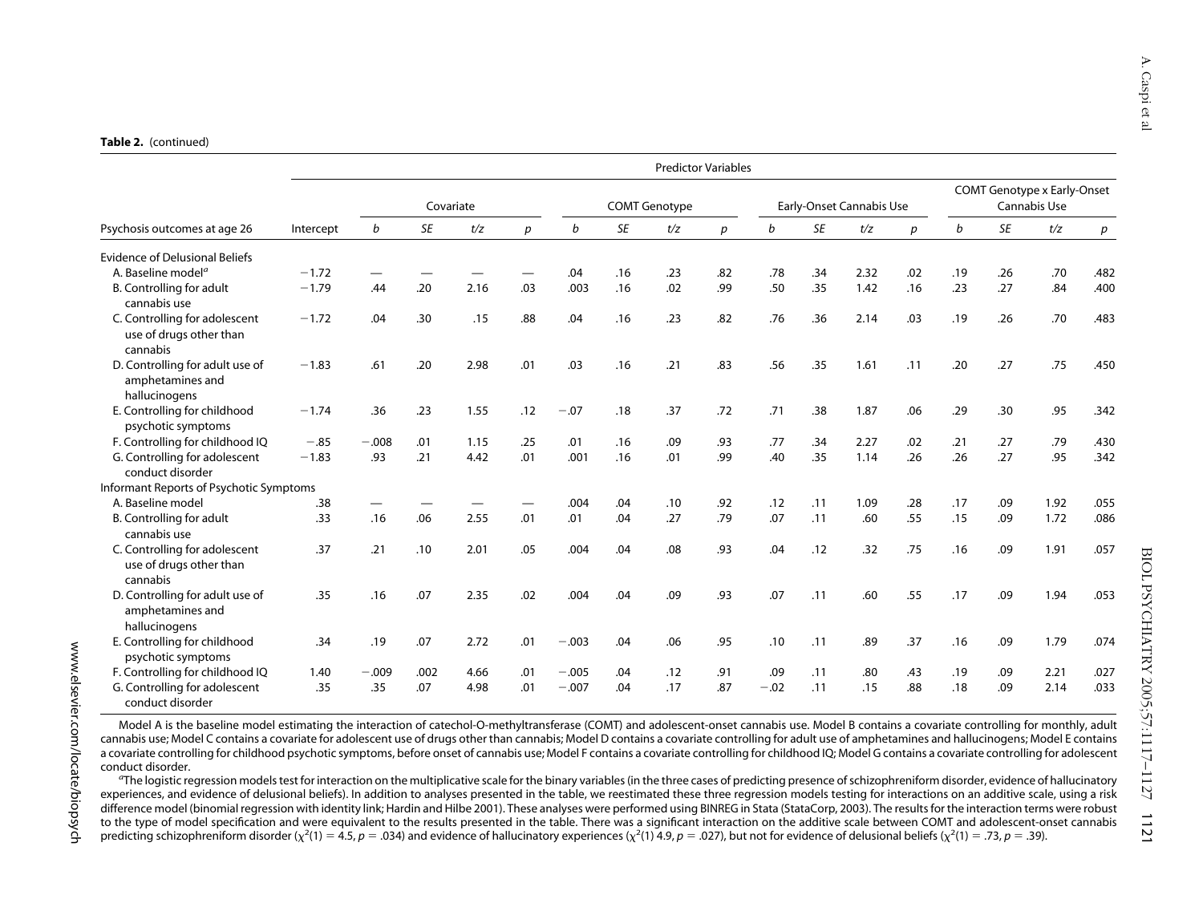**Table 2.** (continued)

| | | Predictor Variables | | | | | | | | | | | | | | | |
|---|---|---|---|---|---|---|---|---|---|---|---|---|---|---|---|---|---|
| | | Covariate | | | | COMT Genotype | | | | Early-Onset Cannabis Use | | | | COMT Genotype x Early-Onset Cannabis Use | | | |
| Psychosis outcomes at age 26 | Intercept | *b* | *SE* | *t/z* | *p* | *b* | *SE* | *t/z* | *p* | *b* | *SE* | *t/z* | *p* | *b* | *SE* | *t/z* | *p* |
| Evidence of Delusional Beliefs | | | | | | | | | | | | | | | | | |
| A. Baseline model[a] | −1.72 | — | — | — | — | .04 | .16 | .23 | .82 | .78 | .34 | 2.32 | .02 | .19 | .26 | .70 | .482 |
| B. Controlling for adult cannabis use | −1.79 | .44 | .20 | 2.16 | .03 | .003 | .16 | .02 | .99 | .50 | .35 | 1.42 | .16 | .23 | .27 | .84 | .400 |
| C. Controlling for adolescent use of drugs other than cannabis | −1.72 | .04 | .30 | .15 | .88 | .04 | .16 | .23 | .82 | .76 | .36 | 2.14 | .03 | .19 | .26 | .70 | .483 |
| D. Controlling for adult use of amphetamines and hallucinogens | −1.83 | .61 | .20 | 2.98 | .01 | .03 | .16 | .21 | .83 | .56 | .35 | 1.61 | .11 | .20 | .27 | .75 | .450 |
| E. Controlling for childhood psychotic symptoms | −1.74 | .36 | .23 | 1.55 | .12 | −.07 | .18 | .37 | .72 | .71 | .38 | 1.87 | .06 | .29 | .30 | .95 | .342 |
| F. Controlling for childhood IQ | −.85 | −.008 | .01 | 1.15 | .25 | .01 | .16 | .09 | .93 | .77 | .34 | 2.27 | .02 | .21 | .27 | .79 | .430 |
| G. Controlling for adolescent conduct disorder | −1.83 | .93 | .21 | 4.42 | .01 | .001 | .16 | .01 | .99 | .40 | .35 | 1.14 | .26 | .26 | .27 | .95 | .342 |
| Informant Reports of Psychotic Symptoms | | | | | | | | | | | | | | | | | |
| A. Baseline model | .38 | — | — | — | — | .004 | .04 | .10 | .92 | .12 | .11 | 1.09 | .28 | .17 | .09 | 1.92 | .055 |
| B. Controlling for adult cannabis use | .33 | .16 | .06 | 2.55 | .01 | .01 | .04 | .27 | .79 | .07 | .11 | .60 | .55 | .15 | .09 | 1.72 | .086 |
| C. Controlling for adolescent use of drugs other than cannabis | .37 | .21 | .10 | 2.01 | .05 | .004 | .04 | .08 | .93 | .04 | .12 | .32 | .75 | .16 | .09 | 1.91 | .057 |
| D. Controlling for adult use of amphetamines and hallucinogens | .35 | .16 | .07 | 2.35 | .02 | .004 | .04 | .09 | .93 | .07 | .11 | .60 | .55 | .17 | .09 | 1.94 | .053 |
| E. Controlling for childhood psychotic symptoms | .34 | .19 | .07 | 2.72 | .01 | −.003 | .04 | .06 | .95 | .10 | .11 | .89 | .37 | .16 | .09 | 1.79 | .074 |
| F. Controlling for childhood IQ | 1.40 | −.009 | .002 | 4.66 | .01 | −.005 | .04 | .12 | .91 | .09 | .11 | .80 | .43 | .19 | .09 | 2.21 | .027 |
| G. Controlling for adolescent conduct disorder | .35 | .35 | .07 | 4.98 | .01 | −.007 | .04 | .17 | .87 | −.02 | .11 | .15 | .88 | .18 | .09 | 2.14 | .033 |

Model A is the baseline model estimating the interaction of catechol-O-methyltransferase (COMT) and adolescent-onset cannabis use. Model B contains a covariate controlling for monthly, adult cannabis use; Model C contains a covariate for adolescent use of drugs other than cannabis; Model D contains a covariate controlling for adult use of amphetamines and hallucinogens; Model E contains a covariate controlling for childhood psychotic symptoms, before onset of cannabis use; Model F contains a covariate controlling for childhood IQ; Model G contains a covariate controlling for adolescent conduct disorder.

[a]The logistic regression models test for interaction on the multiplicative scale for the binary variables (in the three cases of predicting presence of schizophreniform disorder, evidence of hallucinatory experiences, and evidence of delusional beliefs). In addition to analyses presented in the table, we reestimated these three regression models testing for interactions on an additive scale, using a risk difference model (binomial regression with identity link; Hardin and Hilbe 2001). These analyses were performed using BINREG in Stata (StataCorp, 2003). The results for the interaction terms were robust to the type of model specification and were equivalent to the results presented in the table. There was a significant interaction on the additive scale between COMT and adolescent-onset cannabis predicting schizophreniform disorder ($\chi^2(1) = 4.5$, $p = .034$) and evidence of hallucinatory experiences ($\chi^2(1)$ 4.9, $p = .027$), but not for evidence of delusional beliefs ($\chi^2(1) = .73$, $p = .39$).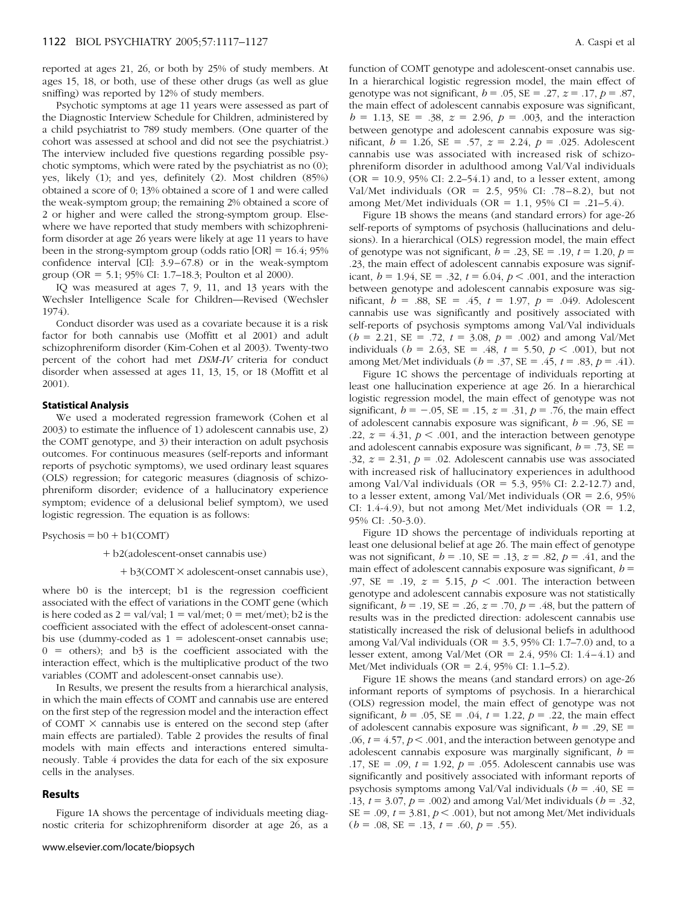reported at ages 21, 26, or both by 25% of study members. At ages 15, 18, or both, use of these other drugs (as well as glue sniffing) was reported by 12% of study members.

Psychotic symptoms at age 11 years were assessed as part of the Diagnostic Interview Schedule for Children, administered by a child psychiatrist to 789 study members. (One quarter of the cohort was assessed at school and did not see the psychiatrist.) The interview included five questions regarding possible psychotic symptoms, which were rated by the psychiatrist as no (0); yes, likely (1); and yes, definitely (2). Most children (85%) obtained a score of 0; 13% obtained a score of 1 and were called the weak-symptom group; the remaining 2% obtained a score of 2 or higher and were called the strong-symptom group. Elsewhere we have reported that study members with schizophreniform disorder at age 26 years were likely at age 11 years to have been in the strong-symptom group (odds ratio [OR] = 16.4; 95% confidence interval [CI]: 3.9–67.8) or in the weak-symptom group (OR = 5.1; 95% CI: 1.7–18.3; Poulton et al 2000).

IQ was measured at ages 7, 9, 11, and 13 years with the Wechsler Intelligence Scale for Children—Revised (Wechsler 1974).

Conduct disorder was used as a covariate because it is a risk factor for both cannabis use (Moffitt et al 2001) and adult schizophreniform disorder (Kim-Cohen et al 2003). Twenty-two percent of the cohort had met *DSM-IV* criteria for conduct disorder when assessed at ages 11, 13, 15, or 18 (Moffitt et al 2001).

### Statistical Analysis

We used a moderated regression framework (Cohen et al 2003) to estimate the influence of 1) adolescent cannabis use, 2) the COMT genotype, and 3) their interaction on adult psychosis outcomes. For continuous measures (self-reports and informant reports of psychotic symptoms), we used ordinary least squares (OLS) regression; for categoric measures (diagnosis of schizophreniform disorder; evidence of a hallucinatory experience symptom; evidence of a delusional belief symptom), we used logistic regression. The equation is as follows:

$$\text{Psychosis} = b0 + b1(\text{COMT}) + b2(\text{adolescent-onset cannabis use}) + b3(\text{COMT} \times \text{adolescent-onset cannabis use}),$$

where b0 is the intercept; b1 is the regression coefficient associated with the effect of variations in the COMT gene (which is here coded as 2 = val/val; 1 = val/met; 0 = met/met); b2 is the coefficient associated with the effect of adolescent-onset cannabis use (dummy-coded as 1 = adolescent-onset cannabis use; 0 = others); and b3 is the coefficient associated with the interaction effect, which is the multiplicative product of the two variables (COMT and adolescent-onset cannabis use).

In Results, we present the results from a hierarchical analysis, in which the main effects of COMT and cannabis use are entered on the first step of the regression model and the interaction effect of COMT × cannabis use is entered on the second step (after main effects are partialed). Table 2 provides the results of final models with main effects and interactions entered simultaneously. Table 4 provides the data for each of the six exposure cells in the analyses.

## Results

Figure 1A shows the percentage of individuals meeting diagnostic criteria for schizophreniform disorder at age 26, as a function of COMT genotype and adolescent-onset cannabis use. In a hierarchical logistic regression model, the main effect of genotype was not significant, $b = .05$, SE = .27, $z = .17$, $p = .87$, the main effect of adolescent cannabis exposure was significant, $b = 1.13$, SE = .38, $z = 2.96$, $p = .003$, and the interaction between genotype and adolescent cannabis exposure was significant, $b = 1.26$, SE = .57, $z = 2.24$, $p = .025$. Adolescent cannabis use was associated with increased risk of schizophreniform disorder in adulthood among Val/Val individuals (OR = 10.9, 95% CI: 2.2–54.1) and, to a lesser extent, among Val/Met individuals (OR = 2.5, 95% CI: .78–8.2), but not among Met/Met individuals (OR = 1.1, 95% CI = .21–5.4).

Figure 1B shows the means (and standard errors) for age-26 self-reports of symptoms of psychosis (hallucinations and delusions). In a hierarchical (OLS) regression model, the main effect of genotype was not significant, $b = .23$, SE = .19, $t = 1.20$, $p = .23$, the main effect of adolescent cannabis exposure was significant, $b = 1.94$, SE = .32, $t = 6.04$, $p < .001$, and the interaction between genotype and adolescent cannabis exposure was significant, $b = .88$, SE = .45, $t = 1.97$, $p = .049$. Adolescent cannabis use was significantly and positively associated with self-reports of psychosis symptoms among Val/Val individuals ($b = 2.21$, SE = .72, $t = 3.08$, $p = .002$) and among Val/Met individuals ($b = 2.63$, SE = .48, $t = 5.50$, $p < .001$), but not among Met/Met individuals ($b = .37$, SE = .45, $t = .83$, $p = .41$).

Figure 1C shows the percentage of individuals reporting at least one hallucination experience at age 26. In a hierarchical logistic regression model, the main effect of genotype was not significant, $b = -.05$, SE = .15, $z = .31$, $p = .76$, the main effect of adolescent cannabis exposure was significant, $b = .96$, SE = .22, $z = 4.31$, $p < .001$, and the interaction between genotype and adolescent cannabis exposure was significant, $b = .73$, SE = .32, $z = 2.31$, $p = .02$. Adolescent cannabis use was associated with increased risk of hallucinatory experiences in adulthood among Val/Val individuals (OR = 5.3, 95% CI: 2.2-12.7) and, to a lesser extent, among Val/Met individuals (OR = 2.6, 95% CI: 1.4-4.9), but not among Met/Met individuals (OR = 1.2, 95% CI: .50-3.0).

Figure 1D shows the percentage of individuals reporting at least one delusional belief at age 26. The main effect of genotype was not significant, $b = .10$, SE = .13, $z = .82$, $p = .41$, and the main effect of adolescent cannabis exposure was significant, $b = .97$, SE = .19, $z = 5.15$, $p < .001$. The interaction between genotype and adolescent cannabis exposure was not statistically significant, $b = .19$, SE = .26, $z = .70$, $p = .48$, but the pattern of results was in the predicted direction: adolescent cannabis use statistically increased the risk of delusional beliefs in adulthood among Val/Val individuals (OR = 3.5, 95% CI: 1.7–7.0) and, to a lesser extent, among Val/Met (OR = 2.4, 95% CI: 1.4–4.1) and Met/Met individuals (OR = 2.4, 95% CI: 1.1–5.2).

Figure 1E shows the means (and standard errors) on age-26 informant reports of symptoms of psychosis. In a hierarchical (OLS) regression model, the main effect of genotype was not significant, $b = .05$, SE = .04, $t = 1.22$, $p = .22$, the main effect of adolescent cannabis exposure was significant, $b = .29$, SE = .06, $t = 4.57$, $p < .001$, and the interaction between genotype and adolescent cannabis exposure was marginally significant, $b = .17$, SE = .09, $t = 1.92$, $p = .055$. Adolescent cannabis use was significantly and positively associated with informant reports of psychosis symptoms among Val/Val individuals ($b = .40$, SE = .13, $t = 3.07$, $p = .002$) and among Val/Met individuals ($b = .32$, SE = .09, $t = 3.81$, $p < .001$), but not among Met/Met individuals ($b = .08$, SE = .13, $t = .60$, $p = .55$).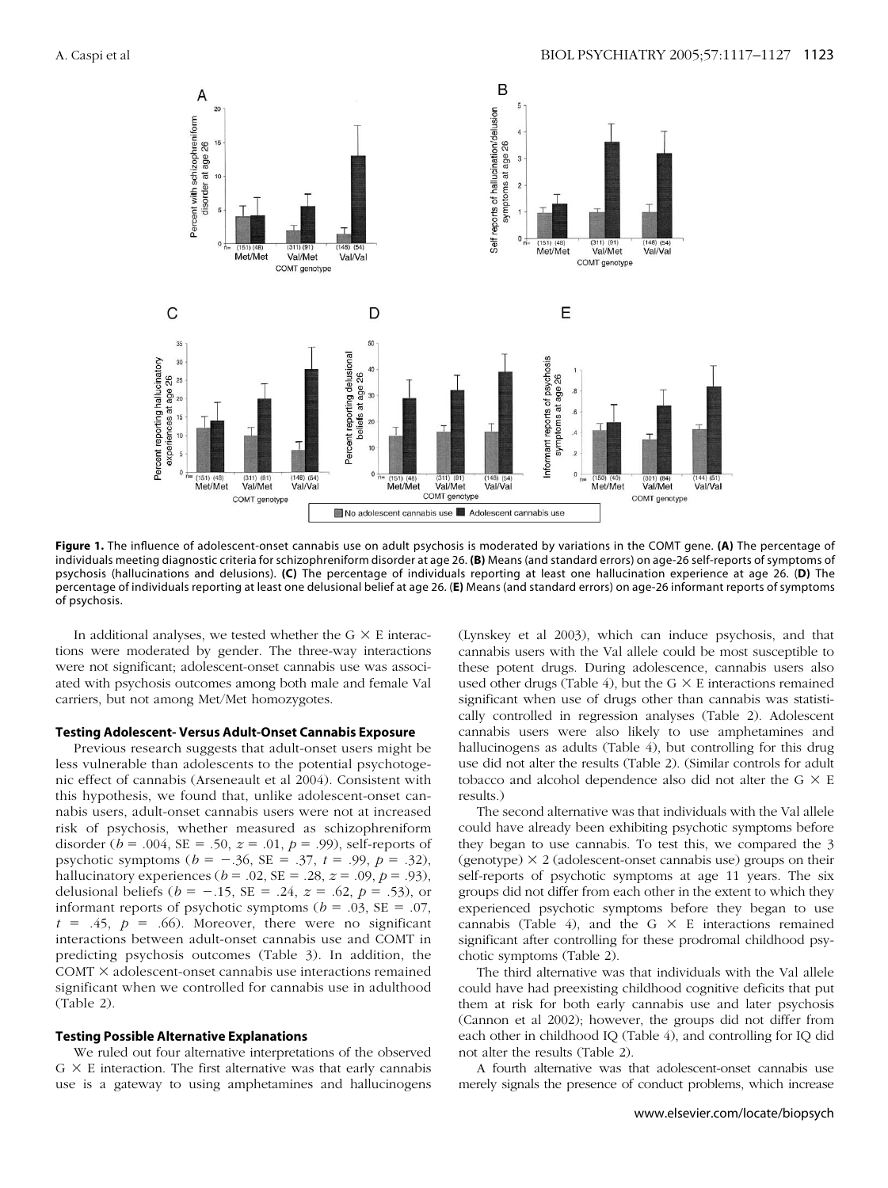A

Percent with schizophreniform disorder at age 26

n= (151) (48) (311) (91) (148) (54)

Met/Met Val/Met Val/Val

COMT genotype

B

Self reports of hallucination/delusion symptoms at age 26

n= (151) (48) (311) (91) (148) (54)

Met/Met Val/Met Val/Val

COMT genotype

C

Percent reporting hallucinatory experiences at age 26

n= (151) (48) (311) (91) (148) (54)

Met/Met Val/Met Val/Val

COMT genotype

D

Percent reporting delusional beliefs at age 26

n= (151) (48) (311) (91) (148) (54)

Met/Met Val/Met Val/Val

COMT genotype

E

Informant reports of psychosis symptoms at age 26

n= (150) (40) (301) (84) (144) (51)

Met/Met Val/Met Val/Val

COMT genotype

No adolescent cannabis use   Adolescent cannabis use

**Figure 1.** The influence of adolescent-onset cannabis use on adult psychosis is moderated by variations in the COMT gene. **(A)** The percentage of individuals meeting diagnostic criteria for schizophreniform disorder at age 26. **(B)** Means (and standard errors) on age-26 self-reports of symptoms of psychosis (hallucinations and delusions). **(C)** The percentage of individuals reporting at least one hallucination experience at age 26. **(D)** The percentage of individuals reporting at least one delusional belief at age 26. **(E)** Means (and standard errors) on age-26 informant reports of symptoms of psychosis.

In additional analyses, we tested whether the G × E interactions were moderated by gender. The three-way interactions were not significant; adolescent-onset cannabis use was associated with psychosis outcomes among both male and female Val carriers, but not among Met/Met homozygotes.

### Testing Adolescent- Versus Adult-Onset Cannabis Exposure

Previous research suggests that adult-onset users might be less vulnerable than adolescents to the potential psychotogenic effect of cannabis (Arseneault et al 2004). Consistent with this hypothesis, we found that, unlike adolescent-onset cannabis users, adult-onset cannabis users were not at increased risk of psychosis, whether measured as schizophreniform disorder ($b = .004$, $SE = .50$, $z = .01$, $p = .99$), self-reports of psychotic symptoms ($b = -.36$, $SE = .37$, $t = .99$, $p = .32$), hallucinatory experiences ($b = .02$, $SE = .28$, $z = .09$, $p = .93$), delusional beliefs ($b = -.15$, $SE = .24$, $z = .62$, $p = .53$), or informant reports of psychotic symptoms ($b = .03$, $SE = .07$, $t = .45$, $p = .66$). Moreover, there were no significant interactions between adult-onset cannabis use and COMT in predicting psychosis outcomes (Table 3). In addition, the COMT × adolescent-onset cannabis use interactions remained significant when we controlled for cannabis use in adulthood (Table 2).

### Testing Possible Alternative Explanations

We ruled out four alternative interpretations of the observed G × E interaction. The first alternative was that early cannabis use is a gateway to using amphetamines and hallucinogens (Lynskey et al 2003), which can induce psychosis, and that cannabis users with the Val allele could be most susceptible to these potent drugs. During adolescence, cannabis users also used other drugs (Table 4), but the G × E interactions remained significant when use of drugs other than cannabis was statistically controlled in regression analyses (Table 2). Adolescent cannabis users were also likely to use amphetamines and hallucinogens as adults (Table 4), but controlling for this drug use did not alter the results (Table 2). (Similar controls for adult tobacco and alcohol dependence also did not alter the G × E results.)

The second alternative was that individuals with the Val allele could have already been exhibiting psychotic symptoms before they began to use cannabis. To test this, we compared the 3 (genotype) × 2 (adolescent-onset cannabis use) groups on their self-reports of psychotic symptoms at age 11 years. The six groups did not differ from each other in the extent to which they experienced psychotic symptoms before they began to use cannabis (Table 4), and the G × E interactions remained significant after controlling for these prodromal childhood psychotic symptoms (Table 2).

The third alternative was that individuals with the Val allele could have had preexisting childhood cognitive deficits that put them at risk for both early cannabis use and later psychosis (Cannon et al 2002); however, the groups did not differ from each other in childhood IQ (Table 4), and controlling for IQ did not alter the results (Table 2).

A fourth alternative was that adolescent-onset cannabis use merely signals the presence of conduct problems, which increase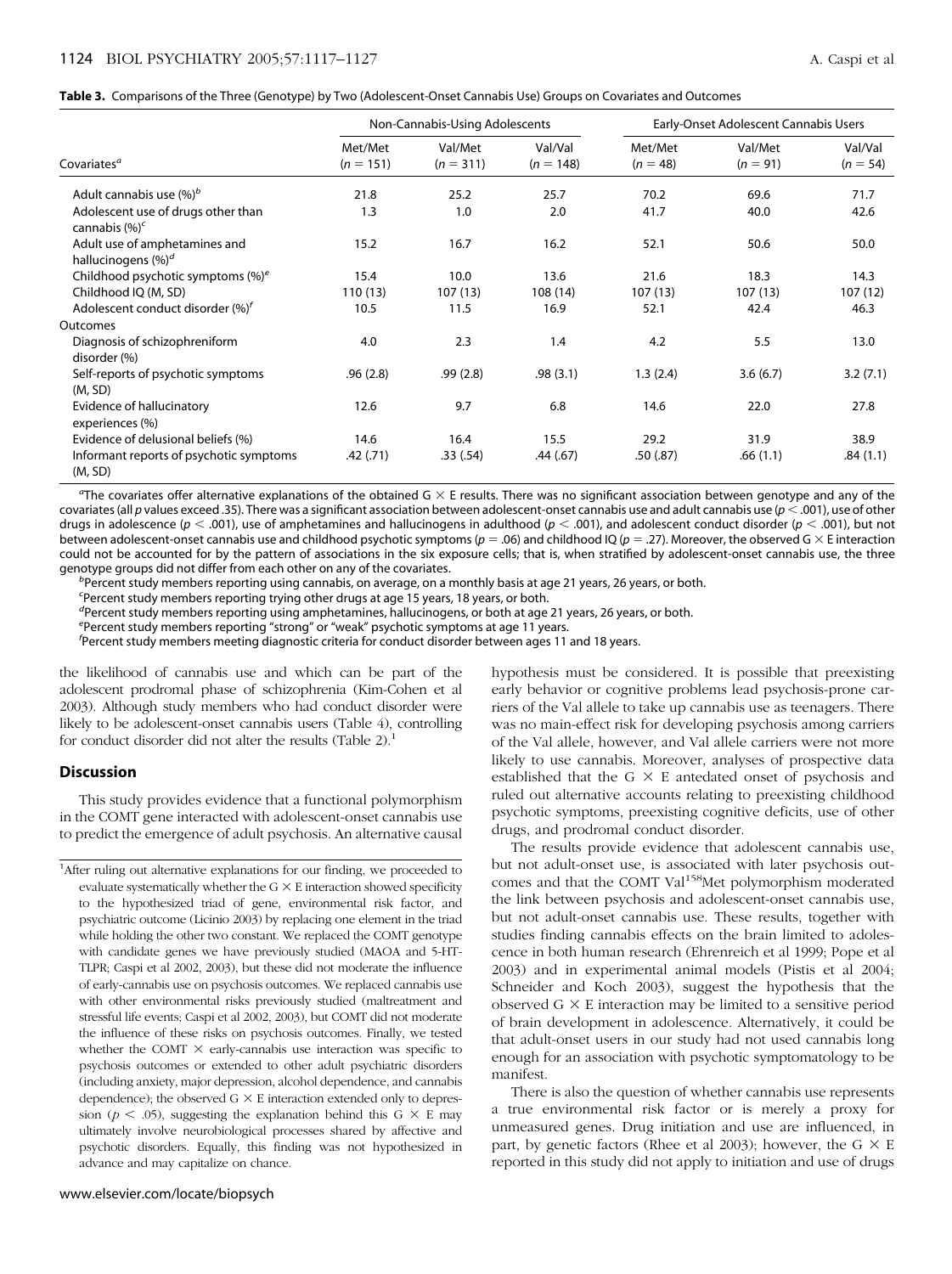**Table 3.** Comparisons of the Three (Genotype) by Two (Adolescent-Onset Cannabis Use) Groups on Covariates and Outcomes

| | Non-Cannabis-Using Adolescents | | | Early-Onset Adolescent Cannabis Users | | |
|---|---|---|---|---|---|---|
| Covariates[a] | Met/Met ($n = 151$) | Val/Met ($n = 311$) | Val/Val ($n = 148$) | Met/Met ($n = 48$) | Val/Met ($n = 91$) | Val/Val ($n = 54$) |
| Adult cannabis use (%)[b] | 21.8 | 25.2 | 25.7 | 70.2 | 69.6 | 71.7 |
| Adolescent use of drugs other than cannabis (%)[c] | 1.3 | 1.0 | 2.0 | 41.7 | 40.0 | 42.6 |
| Adult use of amphetamines and hallucinogens (%)[d] | 15.2 | 16.7 | 16.2 | 52.1 | 50.6 | 50.0 |
| Childhood psychotic symptoms (%)[e] | 15.4 | 10.0 | 13.6 | 21.6 | 18.3 | 14.3 |
| Childhood IQ (M, SD) | 110 (13) | 107 (13) | 108 (14) | 107 (13) | 107 (13) | 107 (12) |
| Adolescent conduct disorder (%)[f] | 10.5 | 11.5 | 16.9 | 52.1 | 42.4 | 46.3 |
| Outcomes | | | | | | |
| Diagnosis of schizophreniform disorder (%) | 4.0 | 2.3 | 1.4 | 4.2 | 5.5 | 13.0 |
| Self-reports of psychotic symptoms (M, SD) | .96 (2.8) | .99 (2.8) | .98 (3.1) | 1.3 (2.4) | 3.6 (6.7) | 3.2 (7.1) |
| Evidence of hallucinatory experiences (%) | 12.6 | 9.7 | 6.8 | 14.6 | 22.0 | 27.8 |
| Evidence of delusional beliefs (%) | 14.6 | 16.4 | 15.5 | 29.2 | 31.9 | 38.9 |
| Informant reports of psychotic symptoms (M, SD) | .42 (.71) | .33 (.54) | .44 (.67) | .50 (.87) | .66 (1.1) | .84 (1.1) |

[a]The covariates offer alternative explanations of the obtained G × E results. There was no significant association between genotype and any of the covariates (all $p$ values exceed .35). There was a significant association between adolescent-onset cannabis use and adult cannabis use ($p < .001$), use of other drugs in adolescence ($p < .001$), use of amphetamines and hallucinogens in adulthood ($p < .001$), and adolescent conduct disorder ($p < .001$), but not between adolescent-onset cannabis use and childhood psychotic symptoms ($p = .06$) and childhood IQ ($p = .27$). Moreover, the observed G × E interaction could not be accounted for by the pattern of associations in the six exposure cells; that is, when stratified by adolescent-onset cannabis use, the three genotype groups did not differ from each other on any of the covariates.

[b]Percent study members reporting using cannabis, on average, on a monthly basis at age 21 years, 26 years, or both.

[c]Percent study members reporting trying other drugs at age 15 years, 18 years, or both.

[d]Percent study members reporting using amphetamines, hallucinogens, or both at age 21 years, 26 years, or both.

[e]Percent study members reporting "strong" or "weak" psychotic symptoms at age 11 years.

[f]Percent study members meeting diagnostic criteria for conduct disorder between ages 11 and 18 years.

the likelihood of cannabis use and which can be part of the adolescent prodromal phase of schizophrenia (Kim-Cohen et al 2003). Although study members who had conduct disorder were likely to be adolescent-onset cannabis users (Table 4), controlling for conduct disorder did not alter the results (Table 2).[1]

## Discussion

This study provides evidence that a functional polymorphism in the COMT gene interacted with adolescent-onset cannabis use to predict the emergence of adult psychosis. An alternative causal hypothesis must be considered. It is possible that preexisting early behavior or cognitive problems lead psychosis-prone carriers of the Val allele to take up cannabis use as teenagers. There was no main-effect risk for developing psychosis among carriers of the Val allele, however, and Val allele carriers were not more likely to use cannabis. Moreover, analyses of prospective data established that the G × E antedated onset of psychosis and ruled out alternative accounts relating to preexisting childhood psychotic symptoms, preexisting cognitive deficits, use of other drugs, and prodromal conduct disorder.

The results provide evidence that adolescent cannabis use, but not adult-onset use, is associated with later psychosis outcomes and that the COMT Val[158]Met polymorphism moderated the link between psychosis and adolescent-onset cannabis use, but not adult-onset cannabis use. These results, together with studies finding cannabis effects on the brain limited to adolescence in both human research (Ehrenreich et al 1999; Pope et al 2003) and in experimental animal models (Pistis et al 2004; Schneider and Koch 2003), suggest the hypothesis that the observed G × E interaction may be limited to a sensitive period of brain development in adolescence. Alternatively, it could be that adult-onset users in our study had not used cannabis long enough for an association with psychotic symptomatology to be manifest.

There is also the question of whether cannabis use represents a true environmental risk factor or is merely a proxy for unmeasured genes. Drug initiation and use are influenced, in part, by genetic factors (Rhee et al 2003); however, the G × E reported in this study did not apply to initiation and use of drugs

[1]After ruling out alternative explanations for our finding, we proceeded to evaluate systematically whether the G × E interaction showed specificity to the hypothesized triad of gene, environmental risk factor, and psychiatric outcome (Licinio 2003) by replacing one element in the triad while holding the other two constant. We replaced the COMT genotype with candidate genes we have previously studied (MAOA and 5-HT-TLPR; Caspi et al 2002, 2003), but these did not moderate the influence of early-cannabis use on psychosis outcomes. We replaced cannabis use with other environmental risks previously studied (maltreatment and stressful life events; Caspi et al 2002, 2003), but COMT did not moderate the influence of these risks on psychosis outcomes. Finally, we tested whether the COMT × early-cannabis use interaction was specific to psychosis outcomes or extended to other adult psychiatric disorders (including anxiety, major depression, alcohol dependence, and cannabis dependence); the observed G × E interaction extended only to depression ($p < .05$), suggesting the explanation behind this G × E may ultimately involve neurobiological processes shared by affective and psychotic disorders. Equally, this finding was not hypothesized in advance and may capitalize on chance.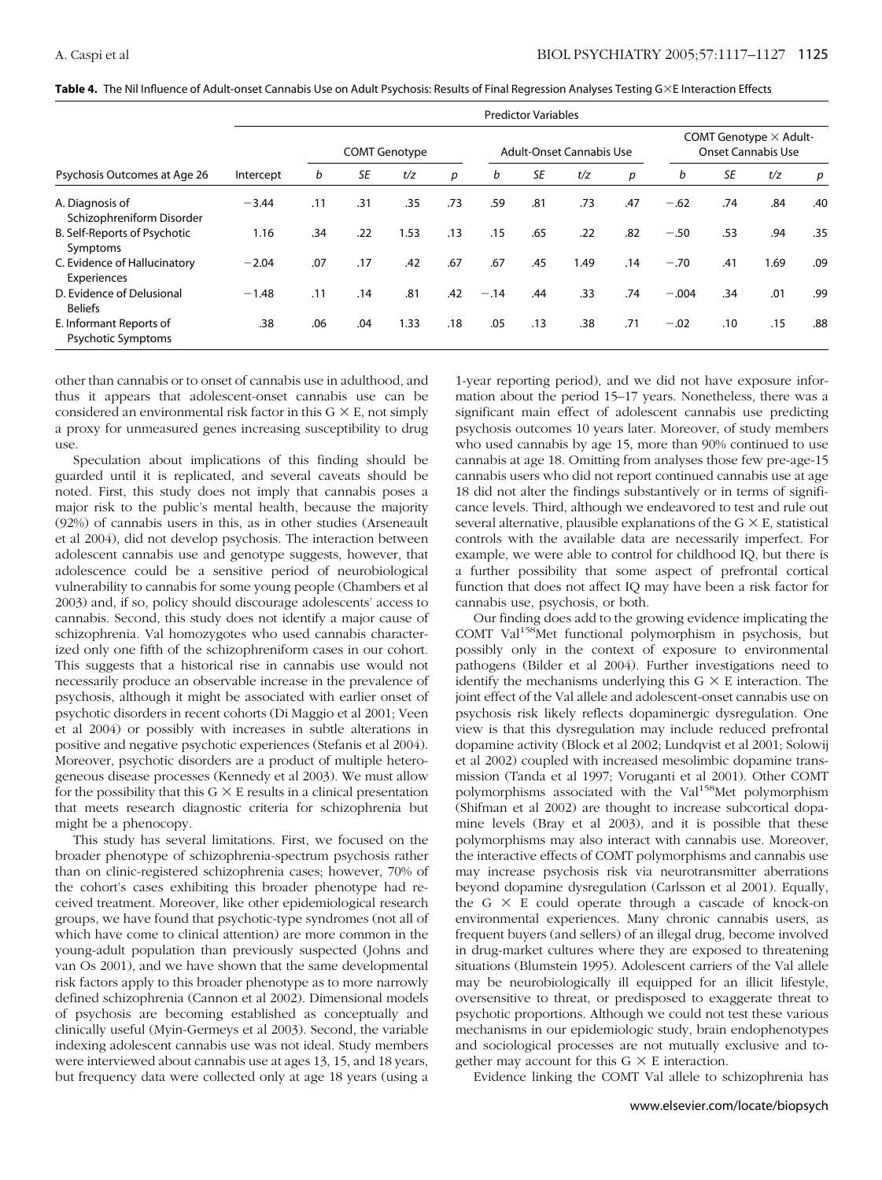**Table 4.** The Nil Influence of Adult-onset Cannabis Use on Adult Psychosis: Results of Final Regression Analyses Testing G×E Interaction Effects

| | Predictor Variables | | | | | | | | | | | | |
|---|---|---|---|---|---|---|---|---|---|---|---|---|---|
| | | COMT Genotype | | | | Adult-Onset Cannabis Use | | | | COMT Genotype × Adult-Onset Cannabis Use | | | |
| Psychosis Outcomes at Age 26 | Intercept | *b* | *SE* | *t/z* | *p* | *b* | *SE* | *t/z* | *p* | *b* | *SE* | *t/z* | *p* |
| A. Diagnosis of Schizophreniform Disorder | −3.44 | .11 | .31 | .35 | .73 | .59 | .81 | .73 | .47 | −.62 | .74 | .84 | .40 |
| B. Self-Reports of Psychotic Symptoms | 1.16 | .34 | .22 | 1.53 | .13 | .15 | .65 | .22 | .82 | −.50 | .53 | .94 | .35 |
| C. Evidence of Hallucinatory Experiences | −2.04 | .07 | .17 | .42 | .67 | .67 | .45 | 1.49 | .14 | −.70 | .41 | 1.69 | .09 |
| D. Evidence of Delusional Beliefs | −1.48 | .11 | .14 | .81 | .42 | −.14 | .44 | .33 | .74 | −.004 | .34 | .01 | .99 |
| E. Informant Reports of Psychotic Symptoms | .38 | .06 | .04 | 1.33 | .18 | .05 | .13 | .38 | .71 | −.02 | .10 | .15 | .88 |

other than cannabis or to onset of cannabis use in adulthood, and thus it appears that adolescent-onset cannabis use can be considered an environmental risk factor in this G × E, not simply a proxy for unmeasured genes increasing susceptibility to drug use.

Speculation about implications of this finding should be guarded until it is replicated, and several caveats should be noted. First, this study does not imply that cannabis poses a major risk to the public's mental health, because the majority (92%) of cannabis users in this, as in other studies (Arseneault et al 2004), did not develop psychosis. The interaction between adolescent cannabis use and genotype suggests, however, that adolescence could be a sensitive period of neurobiological vulnerability to cannabis for some young people (Chambers et al 2003) and, if so, policy should discourage adolescents' access to cannabis. Second, this study does not identify a major cause of schizophrenia. Val homozygotes who used cannabis characterized only one fifth of the schizophreniform cases in our cohort. This suggests that a historical rise in cannabis use would not necessarily produce an observable increase in the prevalence of psychosis, although it might be associated with earlier onset of psychotic disorders in recent cohorts (Di Maggio et al 2001; Veen et al 2004) or possibly with increases in subtle alterations in positive and negative psychotic experiences (Stefanis et al 2004). Moreover, psychotic disorders are a product of multiple heterogeneous disease processes (Kennedy et al 2003). We must allow for the possibility that this G × E results in a clinical presentation that meets research diagnostic criteria for schizophrenia but might be a phenocopy.

This study has several limitations. First, we focused on the broader phenotype of schizophrenia-spectrum psychosis rather than on clinic-registered schizophrenia cases; however, 70% of the cohort's cases exhibiting this broader phenotype had received treatment. Moreover, like other epidemiological research groups, we have found that psychotic-type syndromes (not all of which have come to clinical attention) are more common in the young-adult population than previously suspected (Johns and van Os 2001), and we have shown that the same developmental risk factors apply to this broader phenotype as to more narrowly defined schizophrenia (Cannon et al 2002). Dimensional models of psychosis are becoming established as conceptually and clinically useful (Myin-Germeys et al 2003). Second, the variable indexing adolescent cannabis use was not ideal. Study members were interviewed about cannabis use at ages 13, 15, and 18 years, but frequency data were collected only at age 18 years (using a 1-year reporting period), and we did not have exposure information about the period 15–17 years. Nonetheless, there was a significant main effect of adolescent cannabis use predicting psychosis outcomes 10 years later. Moreover, of study members who used cannabis by age 15, more than 90% continued to use cannabis at age 18. Omitting from analyses those few pre-age-15 cannabis users who did not report continued cannabis use at age 18 did not alter the findings substantively or in terms of significance levels. Third, although we endeavored to test and rule out several alternative, plausible explanations of the G × E, statistical controls with the available data are necessarily imperfect. For example, we were able to control for childhood IQ, but there is a further possibility that some aspect of prefrontal cortical function that does not affect IQ may have been a risk factor for cannabis use, psychosis, or both.

Our finding does add to the growing evidence implicating the COMT Val[158]Met functional polymorphism in psychosis, but possibly only in the context of exposure to environmental pathogens (Bilder et al 2004). Further investigations need to identify the mechanisms underlying this G × E interaction. The joint effect of the Val allele and adolescent-onset cannabis use on psychosis risk likely reflects dopaminergic dysregulation. One view is that this dysregulation may include reduced prefrontal dopamine activity (Block et al 2002; Lundqvist et al 2001; Solowij et al 2002) coupled with increased mesolimbic dopamine transmission (Tanda et al 1997; Voruganti et al 2001). Other COMT polymorphisms associated with the Val[158]Met polymorphism (Shifman et al 2002) are thought to increase subcortical dopamine levels (Bray et al 2003), and it is possible that these polymorphisms may also interact with cannabis use. Moreover, the interactive effects of COMT polymorphisms and cannabis use may increase psychosis risk via neurotransmitter aberrations beyond dopamine dysregulation (Carlsson et al 2001). Equally, the G × E could operate through a cascade of knock-on environmental experiences. Many chronic cannabis users, as frequent buyers (and sellers) of an illegal drug, become involved in drug-market cultures where they are exposed to threatening situations (Blumstein 1995). Adolescent carriers of the Val allele may be neurobiologically ill equipped for an illicit lifestyle, oversensitive to threat, or predisposed to exaggerate threat to psychotic proportions. Although we could not test these various mechanisms in our epidemiologic study, brain endophenotypes and sociological processes are not mutually exclusive and together may account for this G × E interaction.

Evidence linking the COMT Val allele to schizophrenia has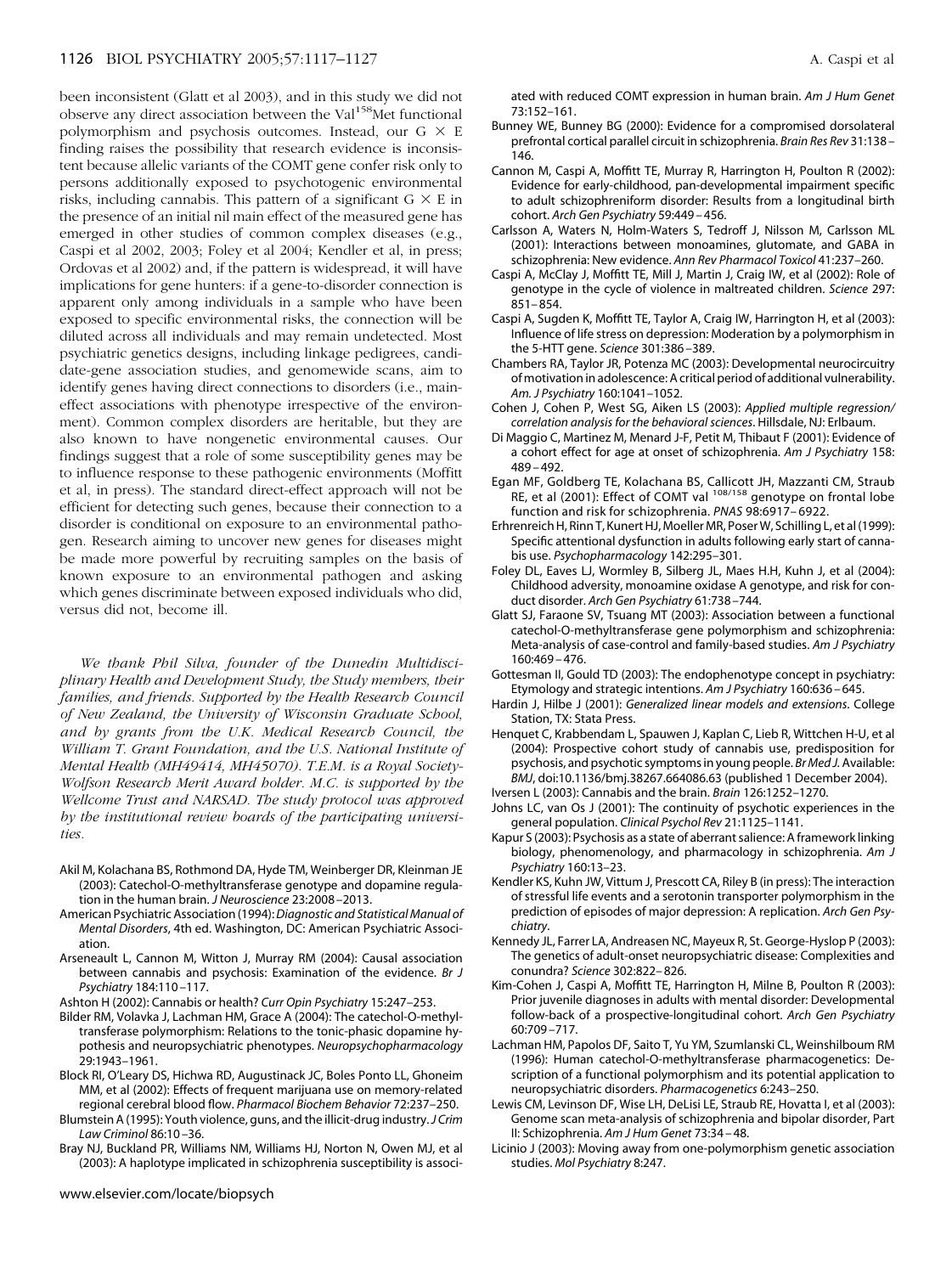been inconsistent (Glatt et al 2003), and in this study we did not observe any direct association between the Val[158]Met functional polymorphism and psychosis outcomes. Instead, our G × E finding raises the possibility that research evidence is inconsistent because allelic variants of the COMT gene confer risk only to persons additionally exposed to psychotogenic environmental risks, including cannabis. This pattern of a significant G × E in the presence of an initial nil main effect of the measured gene has emerged in other studies of common complex diseases (e.g., Caspi et al 2002, 2003; Foley et al 2004; Kendler et al, in press; Ordovas et al 2002) and, if the pattern is widespread, it will have implications for gene hunters: if a gene-to-disorder connection is apparent only among individuals in a sample who have been exposed to specific environmental risks, the connection will be diluted across all individuals and may remain undetected. Most psychiatric genetics designs, including linkage pedigrees, candidate-gene association studies, and genomewide scans, aim to identify genes having direct connections to disorders (i.e., main-effect associations with phenotype irrespective of the environment). Common complex disorders are heritable, but they are also known to have nongenetic environmental causes. Our findings suggest that a role of some susceptibility genes may be to influence response to these pathogenic environments (Moffitt et al, in press). The standard direct-effect approach will not be efficient for detecting such genes, because their connection to a disorder is conditional on exposure to an environmental pathogen. Research aiming to uncover new genes for diseases might be made more powerful by recruiting samples on the basis of known exposure to an environmental pathogen and asking which genes discriminate between exposed individuals who did, versus did not, become ill.

*We thank Phil Silva, founder of the Dunedin Multidisciplinary Health and Development Study, the Study members, their families, and friends. Supported by the Health Research Council of New Zealand, the University of Wisconsin Graduate School, and by grants from the U.K. Medical Research Council, the William T. Grant Foundation, and the U.S. National Institute of Mental Health (MH49414, MH45070). T.E.M. is a Royal Society-Wolfson Research Merit Award holder. M.C. is supported by the Wellcome Trust and NARSAD. The study protocol was approved by the institutional review boards of the participating universities.*

Akil M, Kolachana BS, Rothmond DA, Hyde TM, Weinberger DR, Kleinman JE (2003): Catechol-O-methyltransferase genotype and dopamine regulation in the human brain. *J Neuroscience* 23:2008–2013.

American Psychiatric Association (1994): *Diagnostic and Statistical Manual of Mental Disorders*, 4th ed. Washington, DC: American Psychiatric Association.

Arseneault L, Cannon M, Witton J, Murray RM (2004): Causal association between cannabis and psychosis: Examination of the evidence. *Br J Psychiatry* 184:110–117.

Ashton H (2002): Cannabis or health? *Curr Opin Psychiatry* 15:247–253.

Bilder RM, Volavka J, Lachman HM, Grace A (2004): The catechol-O-methyltransferase polymorphism: Relations to the tonic-phasic dopamine hypothesis and neuropsychiatric phenotypes. *Neuropsychopharmacology* 29:1943–1961.

Block RI, O'Leary DS, Hichwa RD, Augustinack JC, Boles Ponto LL, Ghoneim MM, et al (2002): Effects of frequent marijuana use on memory-related regional cerebral blood flow. *Pharmacol Biochem Behavior* 72:237–250.

Blumstein A (1995): Youth violence, guns, and the illicit-drug industry. *J Crim Law Criminol* 86:10–36.

Bray NJ, Buckland PR, Williams NM, Williams HJ, Norton N, Owen MJ, et al (2003): A haplotype implicated in schizophrenia susceptibility is associated with reduced COMT expression in human brain. *Am J Hum Genet* 73:152–161.

Bunney WE, Bunney BG (2000): Evidence for a compromised dorsolateral prefrontal cortical parallel circuit in schizophrenia. *Brain Res Rev* 31:138–146.

Cannon M, Caspi A, Moffitt TE, Murray R, Harrington H, Poulton R (2002): Evidence for early-childhood, pan-developmental impairment specific to adult schizophreniform disorder: Results from a longitudinal birth cohort. *Arch Gen Psychiatry* 59:449–456.

Carlsson A, Waters N, Holm-Waters S, Tedroff J, Nilsson M, Carlsson ML (2001): Interactions between monoamines, glutomate, and GABA in schizophrenia: New evidence. *Ann Rev Pharmacol Toxicol* 41:237–260.

Caspi A, McClay J, Moffitt TE, Mill J, Martin J, Craig IW, et al (2002): Role of genotype in the cycle of violence in maltreated children. *Science* 297: 851–854.

Caspi A, Sugden K, Moffitt TE, Taylor A, Craig IW, Harrington H, et al (2003): Influence of life stress on depression: Moderation by a polymorphism in the 5-HTT gene. *Science* 301:386–389.

Chambers RA, Taylor JR, Potenza MC (2003): Developmental neurocircuitry of motivation in adolescence: A critical period of additional vulnerability. *Am. J Psychiatry* 160:1041–1052.

Cohen J, Cohen P, West SG, Aiken LS (2003): *Applied multiple regression/correlation analysis for the behavioral sciences*. Hillsdale, NJ: Erlbaum.

Di Maggio C, Martinez M, Menard J-F, Petit M, Thibaut F (2001): Evidence of a cohort effect for age at onset of schizophrenia. *Am J Psychiatry* 158: 489–492.

Egan MF, Goldberg TE, Kolachana BS, Callicott JH, Mazzanti CM, Straub RE, et al (2001): Effect of COMT val [108/158] genotype on frontal lobe function and risk for schizophrenia. *PNAS* 98:6917–6922.

Erhrenreich H, Rinn T, Kunert HJ, Moeller MR, Poser W, Schilling L, et al (1999): Specific attentional dysfunction in adults following early start of cannabis use. *Psychopharmacology* 142:295–301.

Foley DL, Eaves LJ, Wormley B, Silberg JL, Maes H.H, Kuhn J, et al (2004): Childhood adversity, monoamine oxidase A genotype, and risk for conduct disorder. *Arch Gen Psychiatry* 61:738–744.

Glatt SJ, Faraone SV, Tsuang MT (2003): Association between a functional catechol-O-methyltransferase gene polymorphism and schizophrenia: Meta-analysis of case-control and family-based studies. *Am J Psychiatry* 160:469–476.

Gottesman II, Gould TD (2003): The endophenotype concept in psychiatry: Etymology and strategic intentions. *Am J Psychiatry* 160:636–645.

Hardin J, Hilbe J (2001): *Generalized linear models and extensions*. College Station, TX: Stata Press.

Henquet C, Krabbendam L, Spauwen J, Kaplan C, Lieb R, Wittchen H-U, et al (2004): Prospective cohort study of cannabis use, predisposition for psychosis, and psychotic symptoms in young people. *Br Med J*. Available: *BMJ*, doi:10.1136/bmj.38267.664086.63 (published 1 December 2004).

Iversen L (2003): Cannabis and the brain. *Brain* 126:1252–1270.

Johns LC, van Os J (2001): The continuity of psychotic experiences in the general population. *Clinical Psychol Rev* 21:1125–1141.

Kapur S (2003): Psychosis as a state of aberrant salience: A framework linking biology, phenomenology, and pharmacology in schizophrenia. *Am J Psychiatry* 160:13–23.

Kendler KS, Kuhn JW, Vittum J, Prescott CA, Riley B (in press): The interaction of stressful life events and a serotonin transporter polymorphism in the prediction of episodes of major depression: A replication. *Arch Gen Psychiatry*.

Kennedy JL, Farrer LA, Andreasen NC, Mayeux R, St. George-Hyslop P (2003): The genetics of adult-onset neuropsychiatric disease: Complexities and conundra? *Science* 302:822–826.

Kim-Cohen J, Caspi A, Moffitt TE, Harrington H, Milne B, Poulton R (2003): Prior juvenile diagnoses in adults with mental disorder: Developmental follow-back of a prospective-longitudinal cohort. *Arch Gen Psychiatry* 60:709–717.

Lachman HM, Papolos DF, Saito T, Yu YM, Szumlanski CL, Weinshilboum RM (1996): Human catechol-O-methyltransferase pharmacogenetics: Description of a functional polymorphism and its potential application to neuropsychiatric disorders. *Pharmacogenetics* 6:243–250.

Lewis CM, Levinson DF, Wise LH, DeLisi LE, Straub RE, Hovatta I, et al (2003): Genome scan meta-analysis of schizophrenia and bipolar disorder, Part II: Schizophrenia. *Am J Hum Genet* 73:34–48.

Licinio J (2003): Moving away from one-polymorphism genetic association studies. *Mol Psychiatry* 8:247.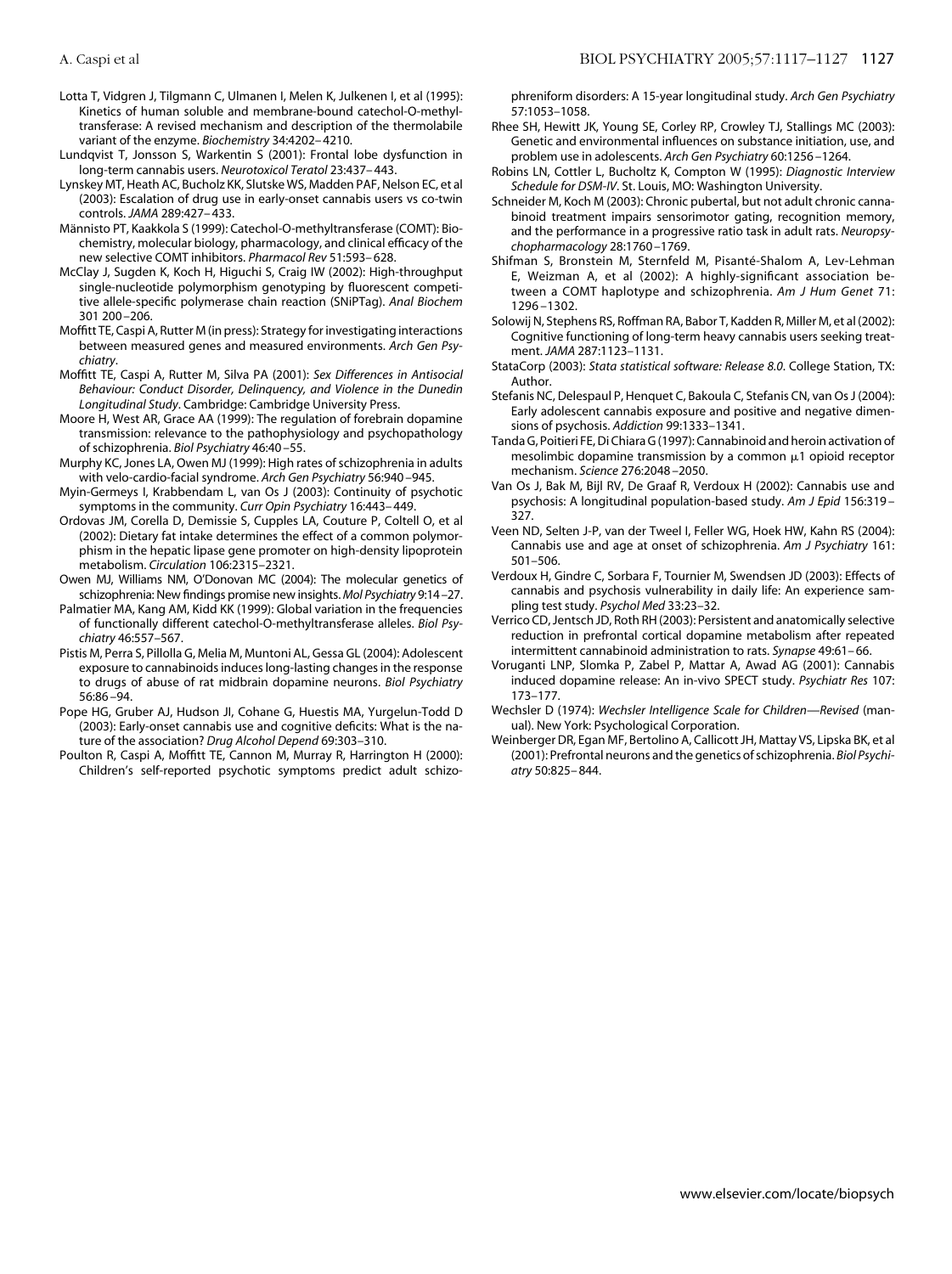Lotta T, Vidgren J, Tilgmann C, Ulmanen I, Melen K, Julkenen I, et al (1995): Kinetics of human soluble and membrane-bound catechol-O-methyltransferase: A revised mechanism and description of the thermolabile variant of the enzyme. *Biochemistry* 34:4202–4210.

Lundqvist T, Jonsson S, Warkentin S (2001): Frontal lobe dysfunction in long-term cannabis users. *Neurotoxicol Teratol* 23:437–443.

Lynskey MT, Heath AC, Bucholz KK, Slutske WS, Madden PAF, Nelson EC, et al (2003): Escalation of drug use in early-onset cannabis users vs co-twin controls. *JAMA* 289:427–433.

Männisto PT, Kaakkola S (1999): Catechol-O-methyltransferase (COMT): Biochemistry, molecular biology, pharmacology, and clinical efficacy of the new selective COMT inhibitors. *Pharmacol Rev* 51:593–628.

McClay J, Sugden K, Koch H, Higuchi S, Craig IW (2002): High-throughput single-nucleotide polymorphism genotyping by fluorescent competitive allele-specific polymerase chain reaction (SNiPTag). *Anal Biochem* 301 200–206.

Moffitt TE, Caspi A, Rutter M (in press): Strategy for investigating interactions between measured genes and measured environments. *Arch Gen Psychiatry*.

Moffitt TE, Caspi A, Rutter M, Silva PA (2001): *Sex Differences in Antisocial Behaviour: Conduct Disorder, Delinquency, and Violence in the Dunedin Longitudinal Study*. Cambridge: Cambridge University Press.

Moore H, West AR, Grace AA (1999): The regulation of forebrain dopamine transmission: relevance to the pathophysiology and psychopathology of schizophrenia. *Biol Psychiatry* 46:40–55.

Murphy KC, Jones LA, Owen MJ (1999): High rates of schizophrenia in adults with velo-cardio-facial syndrome. *Arch Gen Psychiatry* 56:940–945.

Myin-Germeys I, Krabbendam L, van Os J (2003): Continuity of psychotic symptoms in the community. *Curr Opin Psychiatry* 16:443–449.

Ordovas JM, Corella D, Demissie S, Cupples LA, Couture P, Coltell O, et al (2002): Dietary fat intake determines the effect of a common polymorphism in the hepatic lipase gene promoter on high-density lipoprotein metabolism. *Circulation* 106:2315–2321.

Owen MJ, Williams NM, O'Donovan MC (2004): The molecular genetics of schizophrenia: New findings promise new insights. *Mol Psychiatry* 9:14–27.

Palmatier MA, Kang AM, Kidd KK (1999): Global variation in the frequencies of functionally different catechol-O-methyltransferase alleles. *Biol Psychiatry* 46:557–567.

Pistis M, Perra S, Pillolla G, Melia M, Muntoni AL, Gessa GL (2004): Adolescent exposure to cannabinoids induces long-lasting changes in the response to drugs of abuse of rat midbrain dopamine neurons. *Biol Psychiatry* 56:86–94.

Pope HG, Gruber AJ, Hudson JI, Cohane G, Huestis MA, Yurgelun-Todd D (2003): Early-onset cannabis use and cognitive deficits: What is the nature of the association? *Drug Alcohol Depend* 69:303–310.

Poulton R, Caspi A, Moffitt TE, Cannon M, Murray R, Harrington H (2000): Children's self-reported psychotic symptoms predict adult schizophreniform disorders: A 15-year longitudinal study. *Arch Gen Psychiatry* 57:1053–1058.

Rhee SH, Hewitt JK, Young SE, Corley RP, Crowley TJ, Stallings MC (2003): Genetic and environmental influences on substance initiation, use, and problem use in adolescents. *Arch Gen Psychiatry* 60:1256–1264.

Robins LN, Cottler L, Bucholtz K, Compton W (1995): *Diagnostic Interview Schedule for DSM-IV*. St. Louis, MO: Washington University.

Schneider M, Koch M (2003): Chronic pubertal, but not adult chronic cannabinoid treatment impairs sensorimotor gating, recognition memory, and the performance in a progressive ratio task in adult rats. *Neuropsychopharmacology* 28:1760–1769.

Shifman S, Bronstein M, Sternfeld M, Pisanté-Shalom A, Lev-Lehman E, Weizman A, et al (2002): A highly-significant association between a COMT haplotype and schizophrenia. *Am J Hum Genet* 71: 1296–1302.

Solowij N, Stephens RS, Roffman RA, Babor T, Kadden R, Miller M, et al (2002): Cognitive functioning of long-term heavy cannabis users seeking treatment. *JAMA* 287:1123–1131.

StataCorp (2003): *Stata statistical software: Release 8.0*. College Station, TX: Author.

Stefanis NC, Delespaul P, Henquet C, Bakoula C, Stefanis CN, van Os J (2004): Early adolescent cannabis exposure and positive and negative dimensions of psychosis. *Addiction* 99:1333–1341.

Tanda G, Poitieri FE, Di Chiara G (1997): Cannabinoid and heroin activation of mesolimbic dopamine transmission by a common $\mu$1 opioid receptor mechanism. *Science* 276:2048–2050.

Van Os J, Bak M, Bijl RV, De Graaf R, Verdoux H (2002): Cannabis use and psychosis: A longitudinal population-based study. *Am J Epid* 156:319–327.

Veen ND, Selten J-P, van der Tweel I, Feller WG, Hoek HW, Kahn RS (2004): Cannabis use and age at onset of schizophrenia. *Am J Psychiatry* 161: 501–506.

Verdoux H, Gindre C, Sorbara F, Tournier M, Swendsen JD (2003): Effects of cannabis and psychosis vulnerability in daily life: An experience sampling test study. *Psychol Med* 33:23–32.

Verrico CD, Jentsch JD, Roth RH (2003): Persistent and anatomically selective reduction in prefrontal cortical dopamine metabolism after repeated intermittent cannabinoid administration to rats. *Synapse* 49:61–66.

Voruganti LNP, Slomka P, Zabel P, Mattar A, Awad AG (2001): Cannabis induced dopamine release: An in-vivo SPECT study. *Psychiatr Res* 107: 173–177.

Wechsler D (1974): *Wechsler Intelligence Scale for Children—Revised* (manual). New York: Psychological Corporation.

Weinberger DR, Egan MF, Bertolino A, Callicott JH, Mattay VS, Lipska BK, et al (2001): Prefrontal neurons and the genetics of schizophrenia. *Biol Psychiatry* 50:825–844.